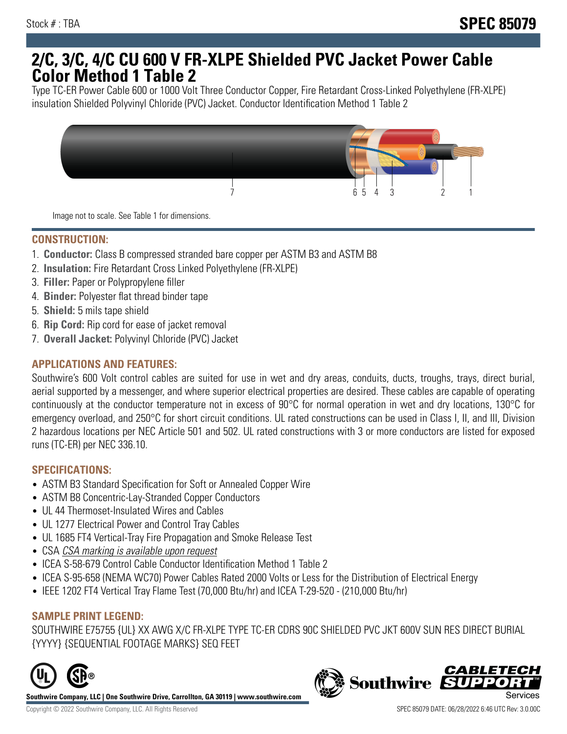Stock # : TBA

# SPEC 85079

# 2/C, 3/C, 4/C CU 600 V FR-XLPE Shielded PVC Jacket Power Cable Color Method 1 Table 2

Type TC-ER Power Cable 600 or 1000 Volt Three Conductor Copper, Fire Retardant Cross-Linked Polyethylene (FR-XLPE) insulation Shielded Polyvinyl Chloride (PVC) Jacket. Conductor Identification Method 1 Table 2

Image not to scale. See Table 1 for dimensions.

## CONSTRUCTION:

1. **Conductor:** Class B compressed stranded bare copper per ASTM B3 and ASTM B8
2. **Insulation:** Fire Retardant Cross Linked Polyethylene (FR-XLPE)
3. **Filler:** Paper or Polypropylene filler
4. **Binder:** Polyester flat thread binder tape
5. **Shield:** 5 mils tape shield
6. **Rip Cord:** Rip cord for ease of jacket removal
7. **Overall Jacket:** Polyvinyl Chloride (PVC) Jacket

## APPLICATIONS AND FEATURES:

Southwire's 600 Volt control cables are suited for use in wet and dry areas, conduits, ducts, troughs, trays, direct burial, aerial supported by a messenger, and where superior electrical properties are desired. These cables are capable of operating continuously at the conductor temperature not in excess of 90°C for normal operation in wet and dry locations, 130°C for emergency overload, and 250°C for short circuit conditions. UL rated constructions can be used in Class I, II, and III, Division 2 hazardous locations per NEC Article 501 and 502. UL rated constructions with 3 or more conductors are listed for exposed runs (TC-ER) per NEC 336.10.

## SPECIFICATIONS:

- ASTM B3 Standard Specification for Soft or Annealed Copper Wire
- ASTM B8 Concentric-Lay-Stranded Copper Conductors
- UL 44 Thermoset-Insulated Wires and Cables
- UL 1277 Electrical Power and Control Tray Cables
- UL 1685 FT4 Vertical-Tray Fire Propagation and Smoke Release Test
- CSA *CSA marking is available upon request*
- ICEA S-58-679 Control Cable Conductor Identification Method 1 Table 2
- ICEA S-95-658 (NEMA WC70) Power Cables Rated 2000 Volts or Less for the Distribution of Electrical Energy
- IEEE 1202 FT4 Vertical Tray Flame Test (70,000 Btu/hr) and ICEA T-29-520 - (210,000 Btu/hr)

## SAMPLE PRINT LEGEND:

SOUTHWIRE E75755 {UL} XX AWG X/C FR-XLPE TYPE TC-ER CDRS 90C SHIELDED PVC JKT 600V SUN RES DIRECT BURIAL {YYYY} {SEQUENTIAL FOOTAGE MARKS} SEQ FEET

**Southwire Company, LLC | One Southwire Drive, Carrollton, GA 30119 | www.southwire.com**

Copyright © 2022 Southwire Company, LLC. All Rights Reserved

SPEC 85079 DATE: 06/28/2022 6:46 UTC Rev: 3.0.00C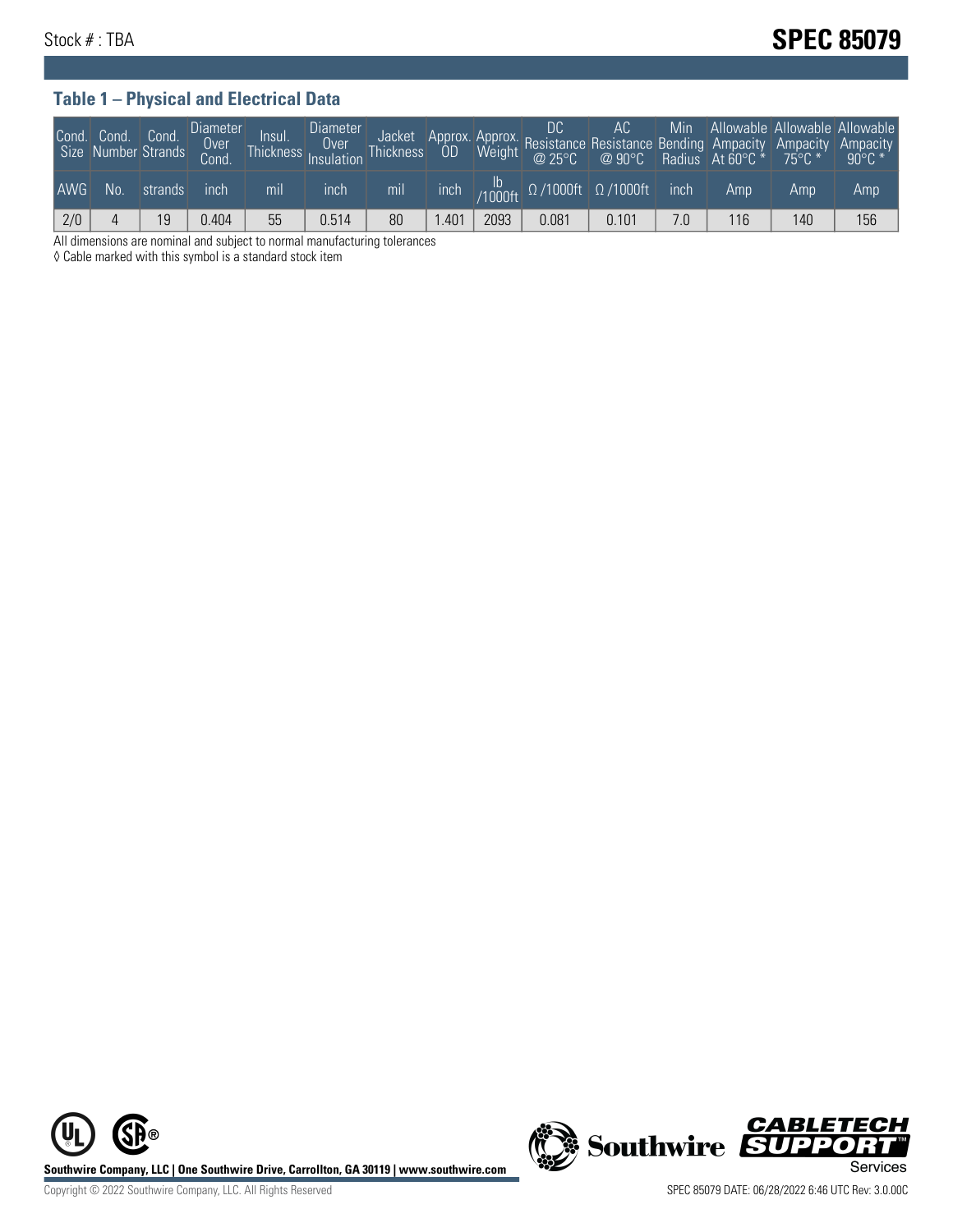## Table 1 – Physical and Electrical Data

| Cond. Size | Cond. Number | Cond. Strands | Diameter Over Cond. | Insul. Thickness | Diameter Over Insulation | Jacket Thickness | Approx. OD | Approx. Weight | DC Resistance @ 25°C | AC Resistance @ 90°C | Min Bending Radius | Allowable Ampacity At 60°C * | Allowable Ampacity 75°C * | Allowable Ampacity 90°C * |
|---|---|---|---|---|---|---|---|---|---|---|---|---|---|---|
| AWG | No. | strands | inch | mil | inch | mil | inch | lb /1000ft | Ω /1000ft | Ω /1000ft | inch | Amp | Amp | Amp |
| 2/0 | 4 | 19 | 0.404 | 55 | 0.514 | 80 | 1.401 | 2093 | 0.081 | 0.101 | 7.0 | 116 | 140 | 156 |

All dimensions are nominal and subject to normal manufacturing tolerances

◊ Cable marked with this symbol is a standard stock item

Southwire Company, LLC | One Southwire Drive, Carrollton, GA 30119 | www.southwire.com

Copyright © 2022 Southwire Company, LLC. All Rights Reserved

SPEC 85079 DATE: 06/28/2022 6:46 UTC Rev: 3.0.00C